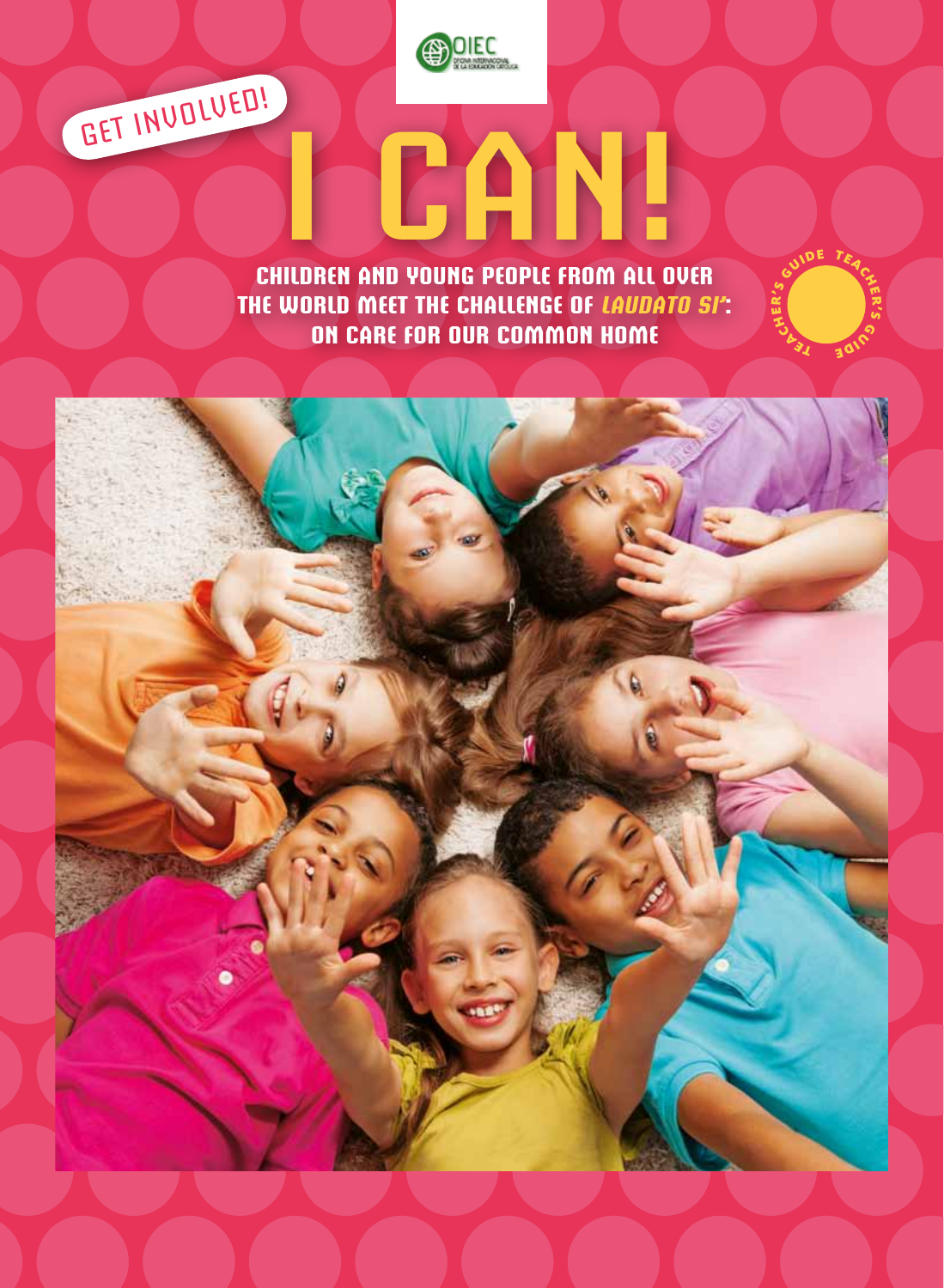OIEC

OFICINA INTERNACIONAL DE LA EDUCACIÓN CATÓLICA

GET INVOLVED!

# I CAN!

## CHILDREN AND YOUNG PEOPLE FROM ALL OVER THE WORLD MEET THE CHALLENGE OF *LAUDATO SI'*: ON CARE FOR OUR COMMON HOME

TEACHER'S GUIDE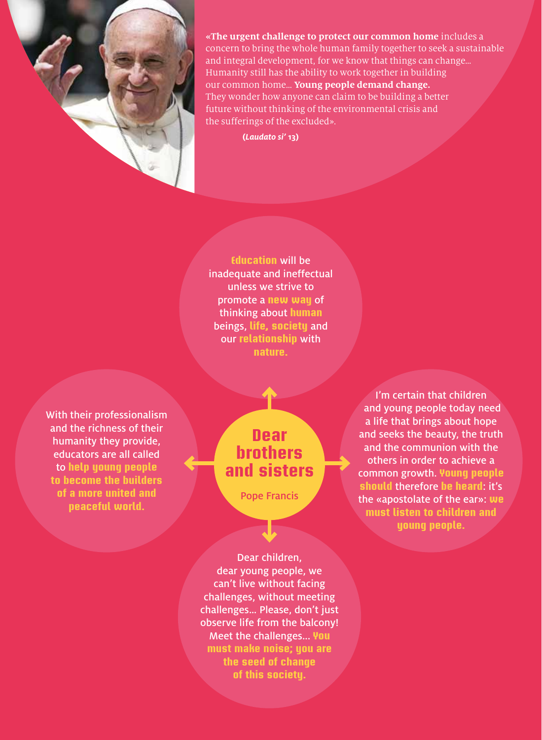«**The urgent challenge to protect our common home** includes a concern to bring the whole human family together to seek a sustainable and integral development, for we know that things can change… Humanity still has the ability to work together in building our common home… **Young people demand change.** They wonder how anyone can claim to be building a better future without thinking of the environmental crisis and the sufferings of the excluded».

(*Laudato si'* 13)

# Dear brothers and sisters

Pope Francis

**Education** will be inadequate and ineffectual unless we strive to promote a **new way** of thinking about **human** beings, **life, society** and our **relationship** with **nature.**

With their professionalism and the richness of their humanity they provide, educators are all called to **help young people to become the builders of a more united and peaceful world.**

I'm certain that children and young people today need a life that brings about hope and seeks the beauty, the truth and the communion with the others in order to achieve a common growth. **Young people should** therefore **be heard**: it's the «apostolate of the ear»: **we must listen to children and young people.**

Dear children, dear young people, we can't live without facing challenges, without meeting challenges… Please, don't just observe life from the balcony! Meet the challenges… **You must make noise; you are the seed of change of this society.**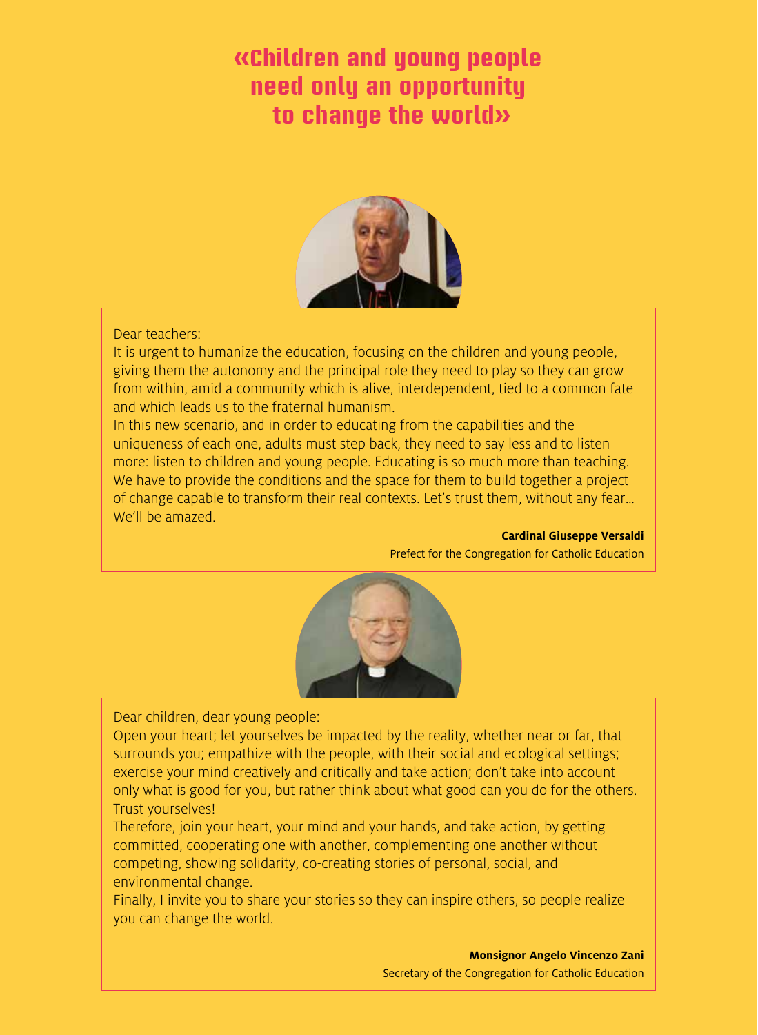# «Children and young people need only an opportunity to change the world»

Dear teachers:

It is urgent to humanize the education, focusing on the children and young people, giving them the autonomy and the principal role they need to play so they can grow from within, amid a community which is alive, interdependent, tied to a common fate and which leads us to the fraternal humanism.

In this new scenario, and in order to educating from the capabilities and the uniqueness of each one, adults must step back, they need to say less and to listen more: listen to children and young people. Educating is so much more than teaching. We have to provide the conditions and the space for them to build together a project of change capable to transform their real contexts. Let's trust them, without any fear... We'll be amazed.

**Cardinal Giuseppe Versaldi**
Prefect for the Congregation for Catholic Education

Dear children, dear young people:

Open your heart; let yourselves be impacted by the reality, whether near or far, that surrounds you; empathize with the people, with their social and ecological settings; exercise your mind creatively and critically and take action; don't take into account only what is good for you, but rather think about what good can you do for the others. Trust yourselves!

Therefore, join your heart, your mind and your hands, and take action, by getting committed, cooperating one with another, complementing one another without competing, showing solidarity, co-creating stories of personal, social, and environmental change.

Finally, I invite you to share your stories so they can inspire others, so people realize you can change the world.

**Monsignor Angelo Vincenzo Zani**
Secretary of the Congregation for Catholic Education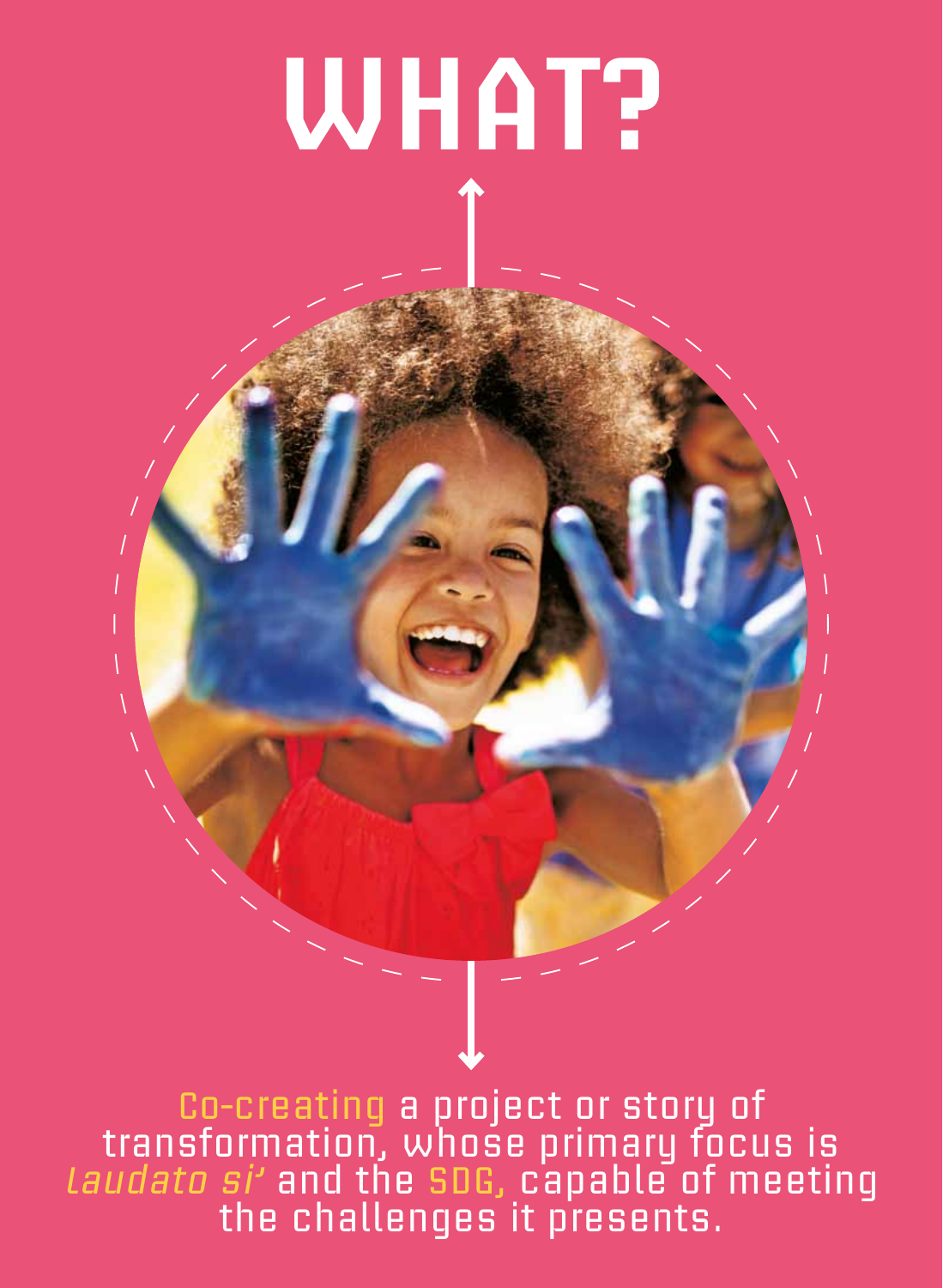# WHAT?

Co-creating a project or story of transformation, whose primary focus is *laudato si'* and the SDG, capable of meeting the challenges it presents.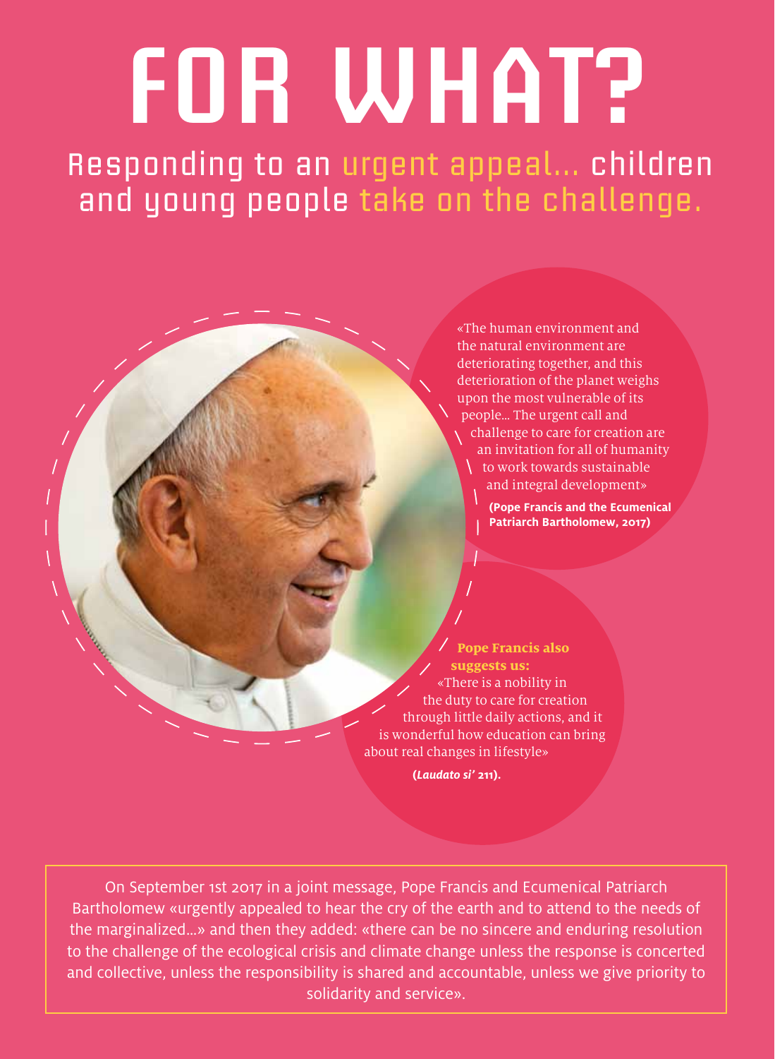# FOR WHAT?

## Responding to an urgent appeal... children and young people take on the challenge.

«The human environment and the natural environment are deteriorating together, and this deterioration of the planet weighs upon the most vulnerable of its people... The urgent call and challenge to care for creation are an invitation for all of humanity to work towards sustainable and integral development»

**(Pope Francis and the Ecumenical Patriarch Bartholomew, 2017)**

**Pope Francis also suggests us:**

«There is a nobility in the duty to care for creation through little daily actions, and it is wonderful how education can bring about real changes in lifestyle»

**(*Laudato si'* 211).**

On September 1st 2017 in a joint message, Pope Francis and Ecumenical Patriarch Bartholomew «urgently appealed to hear the cry of the earth and to attend to the needs of the marginalized...» and then they added: «there can be no sincere and enduring resolution to the challenge of the ecological crisis and climate change unless the response is concerted and collective, unless the responsibility is shared and accountable, unless we give priority to solidarity and service».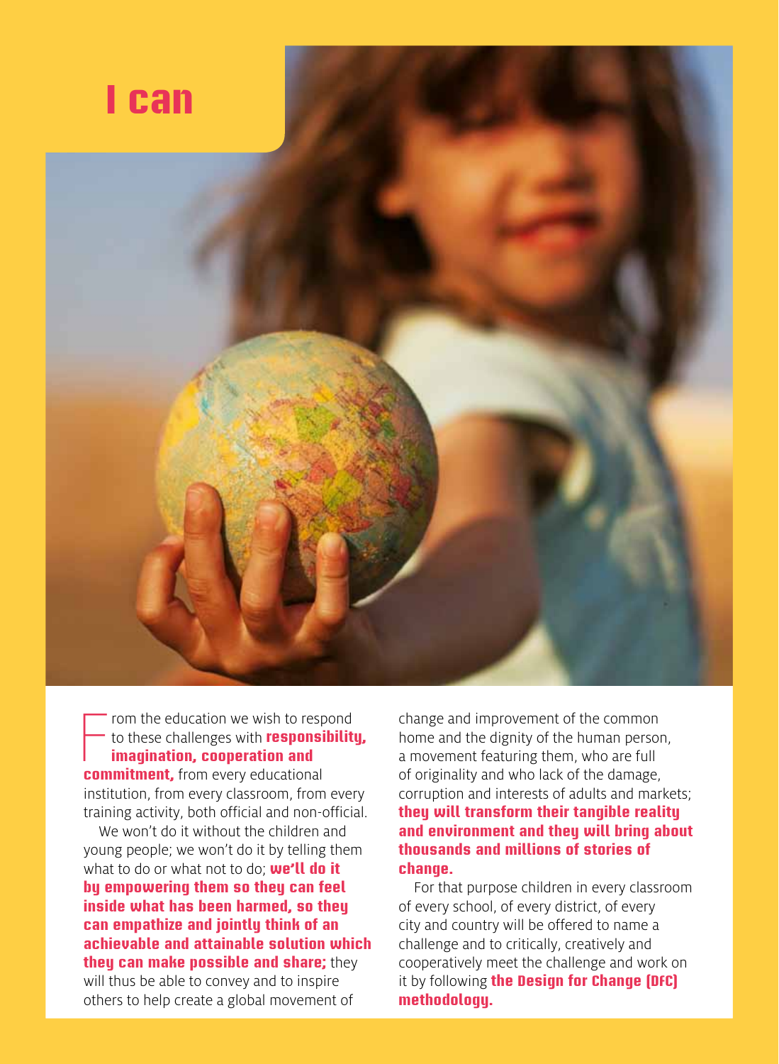# I can

From the education we wish to respond to these challenges with **responsibility, imagination, cooperation and commitment,** from every educational institution, from every classroom, from every training activity, both official and non-official.

We won't do it without the children and young people; we won't do it by telling them what to do or what not to do; **we'll do it by empowering them so they can feel inside what has been harmed, so they can empathize and jointly think of an achievable and attainable solution which they can make possible and share;** they will thus be able to convey and to inspire others to help create a global movement of change and improvement of the common home and the dignity of the human person, a movement featuring them, who are full of originality and who lack of the damage, corruption and interests of adults and markets; **they will transform their tangible reality and environment and they will bring about thousands and millions of stories of change.**

For that purpose children in every classroom of every school, of every district, of every city and country will be offered to name a challenge and to critically, creatively and cooperatively meet the challenge and work on it by following **the Design for Change (DFC) methodology.**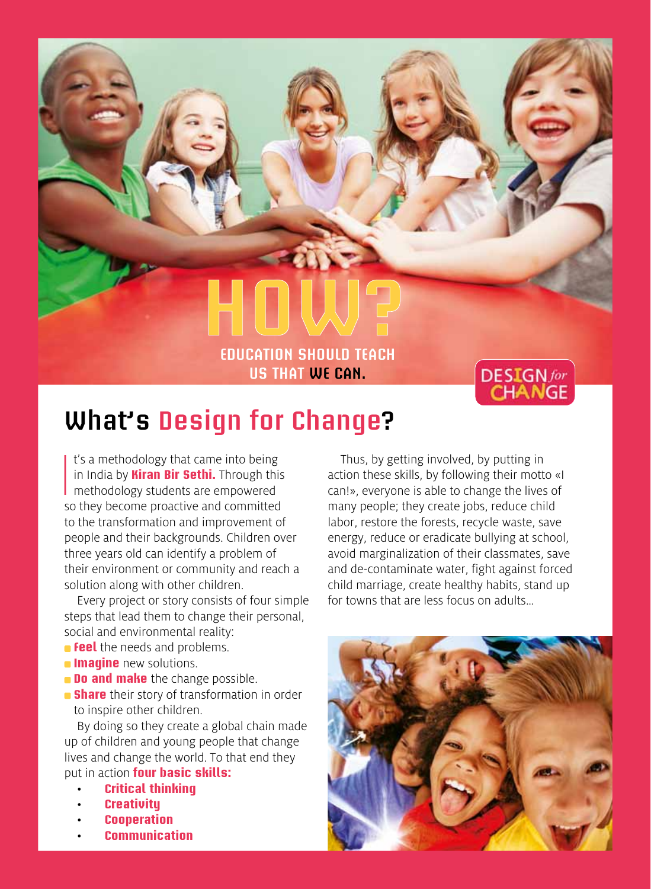# HOW?

EDUCATION SHOULD TEACH US THAT **WE CAN.**

DESIGN *for* CHANGE

## What's Design for Change?

It's a methodology that came into being in India by **Kiran Bir Sethi.** Through this methodology students are empowered so they become proactive and committed to the transformation and improvement of people and their backgrounds. Children over three years old can identify a problem of their environment or community and reach a solution along with other children.

Every project or story consists of four simple steps that lead them to change their personal, social and environmental reality:

- **Feel** the needs and problems.
- **Imagine** new solutions.
- **Do and make** the change possible.
- **Share** their story of transformation in order to inspire other children.

By doing so they create a global chain made up of children and young people that change lives and change the world. To that end they put in action **four basic skills:**

- **Critical thinking**
- **Creativity**
- **Cooperation**
- **Communication**

Thus, by getting involved, by putting in action these skills, by following their motto «I can!», everyone is able to change the lives of many people; they create jobs, reduce child labor, restore the forests, recycle waste, save energy, reduce or eradicate bullying at school, avoid marginalization of their classmates, save and de-contaminate water, fight against forced child marriage, create healthy habits, stand up for towns that are less focus on adults...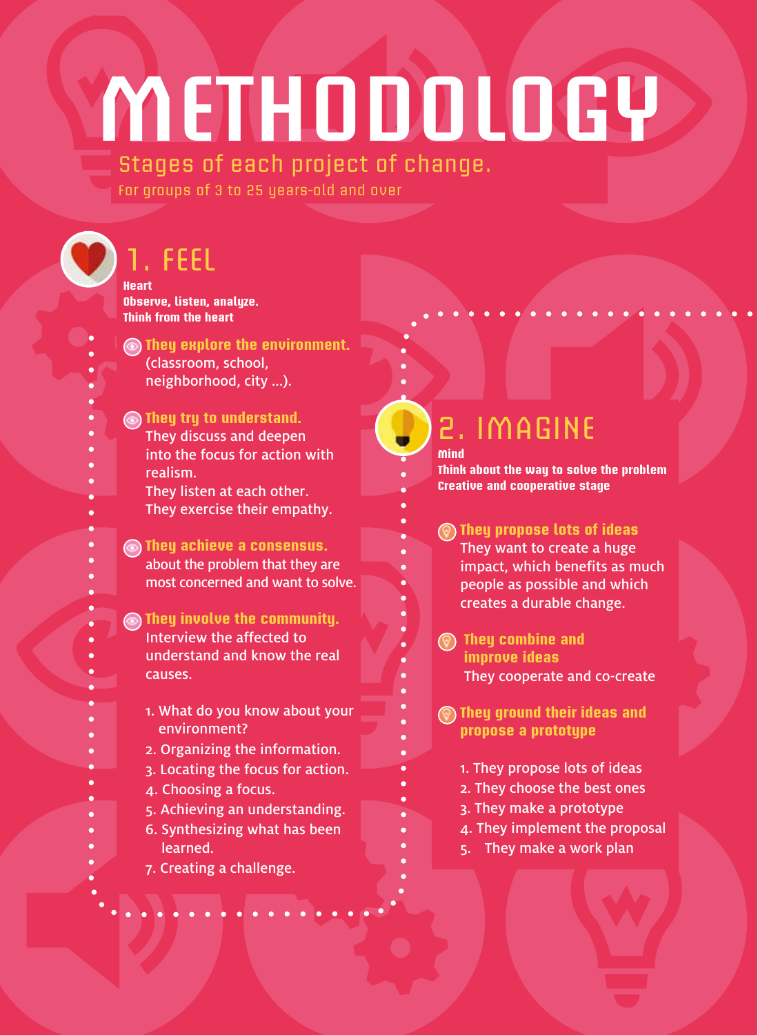# METHODOLOGY

Stages of each project of change.

For groups of 3 to 25 years-old and over

## 1. FEEL

**Heart**
**Observe, listen, analyze.**
**Think from the heart**

**They explore the environment.** (classroom, school, neighborhood, city ...).

**They try to understand.** They discuss and deepen into the focus for action with realism.
They listen at each other.
They exercise their empathy.

**They achieve a consensus.** about the problem that they are most concerned and want to solve.

**They involve the community.** Interview the affected to understand and know the real causes.

1. What do you know about your environment?
2. Organizing the information.
3. Locating the focus for action.
4. Choosing a focus.
5. Achieving an understanding.
6. Synthesizing what has been learned.
7. Creating a challenge.

## 2. IMAGINE

**Mind**
**Think about the way to solve the problem**
**Creative and cooperative stage**

**They propose lots of ideas**
They want to create a huge impact, which benefits as much people as possible and which creates a durable change.

**They combine and improve ideas**
They cooperate and co-create

**They ground their ideas and propose a prototype**

1. They propose lots of ideas
2. They choose the best ones
3. They make a prototype
4. They implement the proposal
5. They make a work plan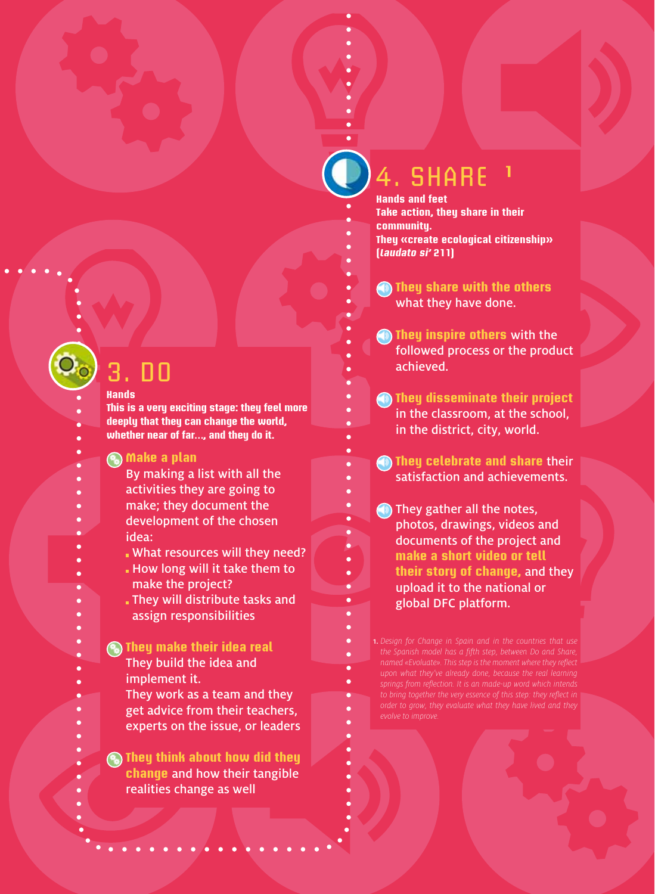## 3. DO

**Hands**
**This is a very exciting stage: they feel more deeply that they can change the world, whether near of far..., and they do it.**

**Make a plan**
By making a list with all the activities they are going to make; they document the development of the chosen idea:

- What resources will they need?
- How long will it take them to make the project?
- They will distribute tasks and assign responsibilities

**They make their idea real**
They build the idea and implement it.
They work as a team and they get advice from their teachers, experts on the issue, or leaders

**They think about how did they change** and how their tangible realities change as well

## 4. SHARE [1]

**Hands and feet**
**Take action, they share in their community.**
**They «create ecological citizenship» (*Laudato si'* 211)**

**They share with the others** what they have done.

**They inspire others** with the followed process or the product achieved.

**They disseminate their project** in the classroom, at the school, in the district, city, world.

**They celebrate and share** their satisfaction and achievements.

They gather all the notes, photos, drawings, videos and documents of the project and **make a short video or tell their story of change,** and they upload it to the national or global DFC platform.

1. *Design for Change in Spain and in the countries that use the Spanish model has a fifth step, between Do and Share, named «Evoluate». This step is the moment where they reflect upon what they've already done, because the real learning springs from reflection. It is an made-up word which intends to bring together the very essence of this step: they reflect in order to grow, they evaluate what they have lived and they evolve to improve.*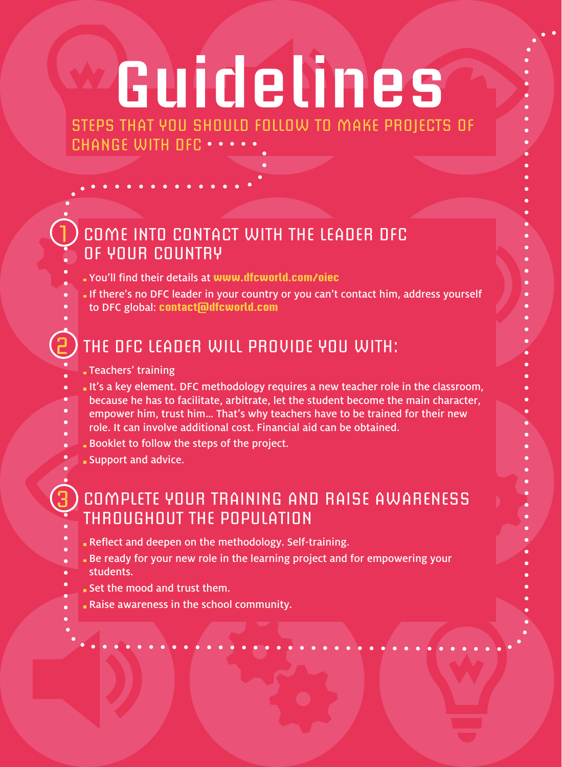# Guidelines

STEPS THAT YOU SHOULD FOLLOW TO MAKE PROJECTS OF CHANGE WITH DFC

## 1 COME INTO CONTACT WITH THE LEADER DFC OF YOUR COUNTRY

- You'll find their details at **www.dfcworld.com/oiec**
- If there's no DFC leader in your country or you can't contact him, address yourself to DFC global: **contact@dfcworld.com**

## 2 THE DFC LEADER WILL PROVIDE YOU WITH:

- Teachers' training
- It's a key element. DFC methodology requires a new teacher role in the classroom, because he has to facilitate, arbitrate, let the student become the main character, empower him, trust him... That's why teachers have to be trained for their new role. It can involve additional cost. Financial aid can be obtained.
- Booklet to follow the steps of the project.
- Support and advice.

## 3 COMPLETE YOUR TRAINING AND RAISE AWARENESS THROUGHOUT THE POPULATION

- Reflect and deepen on the methodology. Self-training.
- Be ready for your new role in the learning project and for empowering your students.
- Set the mood and trust them.
- Raise awareness in the school community.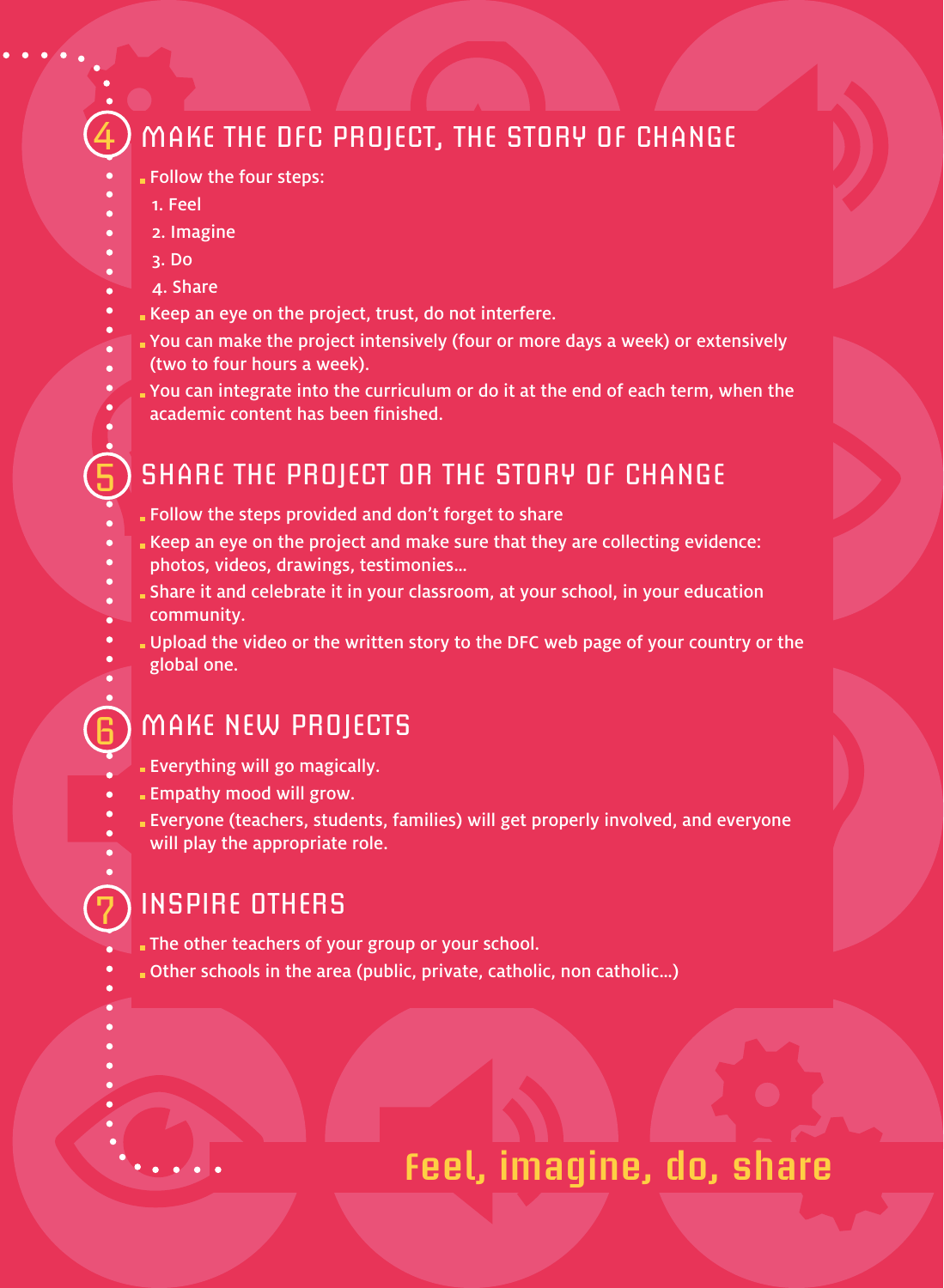## 4 MAKE THE DFC PROJECT, THE STORY OF CHANGE

- Follow the four steps:
  1. Feel
  2. Imagine
  3. Do
  4. Share
- Keep an eye on the project, trust, do not interfere.
- You can make the project intensively (four or more days a week) or extensively (two to four hours a week).
- You can integrate into the curriculum or do it at the end of each term, when the academic content has been finished.

## 5 SHARE THE PROJECT OR THE STORY OF CHANGE

- Follow the steps provided and don't forget to share
- Keep an eye on the project and make sure that they are collecting evidence: photos, videos, drawings, testimonies...
- Share it and celebrate it in your classroom, at your school, in your education community.
- Upload the video or the written story to the DFC web page of your country or the global one.

## 6 MAKE NEW PROJECTS

- Everything will go magically.
- Empathy mood will grow.
- Everyone (teachers, students, families) will get properly involved, and everyone will play the appropriate role.

## 7 INSPIRE OTHERS

- The other teachers of your group or your school.
- Other schools in the area (public, private, catholic, non catholic...)

**Feel, imagine, do, share**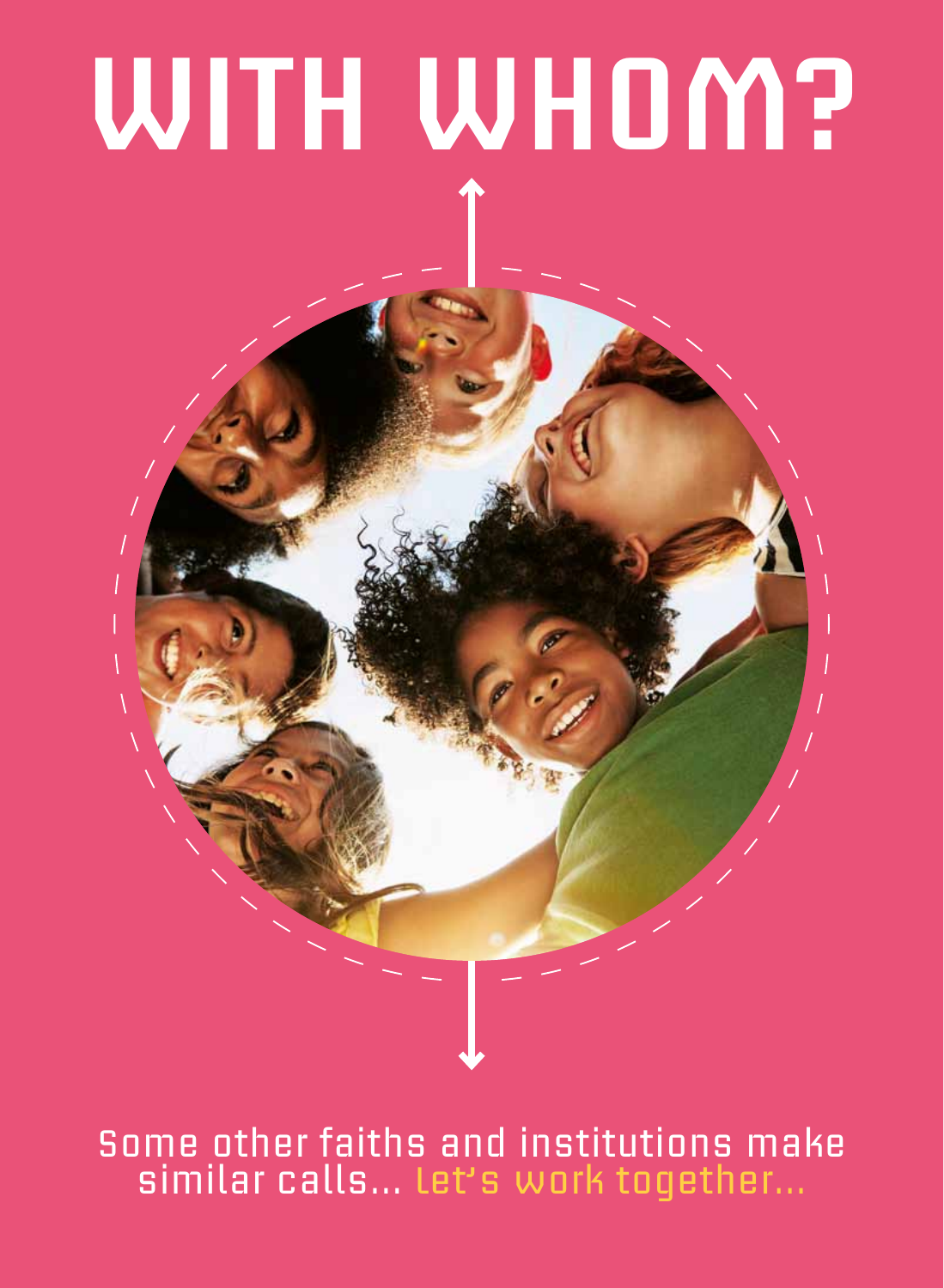# WITH WHOM?

Some other faiths and institutions make similar calls... let's work together...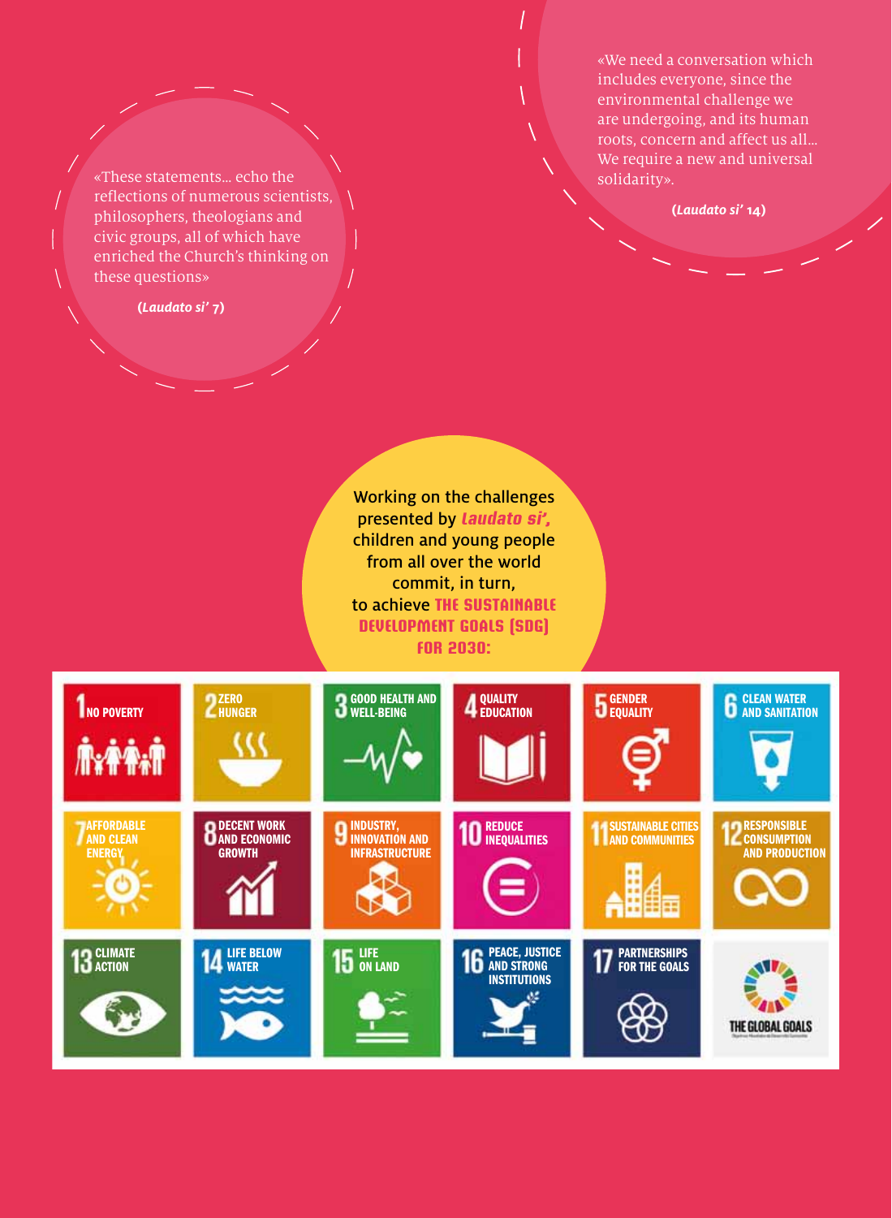«These statements... echo the reflections of numerous scientists, philosophers, theologians and civic groups, all of which have enriched the Church's thinking on these questions»

**(*Laudato si'* 7)**

«We need a conversation which includes everyone, since the environmental challenge we are undergoing, and its human roots, concern and affect us all... We require a new and universal solidarity».

**(*Laudato si'* 14)**

Working on the challenges presented by ***Laudato si'***, children and young people from all over the world commit, in turn, to achieve **THE SUSTAINABLE DEVELOPMENT GOALS (SDG) FOR 2030:**

1. NO POVERTY
2. ZERO HUNGER
3. GOOD HEALTH AND WELL-BEING
4. QUALITY EDUCATION
5. GENDER EQUALITY
6. CLEAN WATER AND SANITATION
7. AFFORDABLE AND CLEAN ENERGY
8. DECENT WORK AND ECONOMIC GROWTH
9. INDUSTRY, INNOVATION AND INFRASTRUCTURE
10. REDUCE INEQUALITIES
11. SUSTAINABLE CITIES AND COMMUNITIES
12. RESPONSIBLE CONSUMPTION AND PRODUCTION
13. CLIMATE ACTION
14. LIFE BELOW WATER
15. LIFE ON LAND
16. PEACE, JUSTICE AND STRONG INSTITUTIONS
17. PARTNERSHIPS FOR THE GOALS

THE GLOBAL GOALS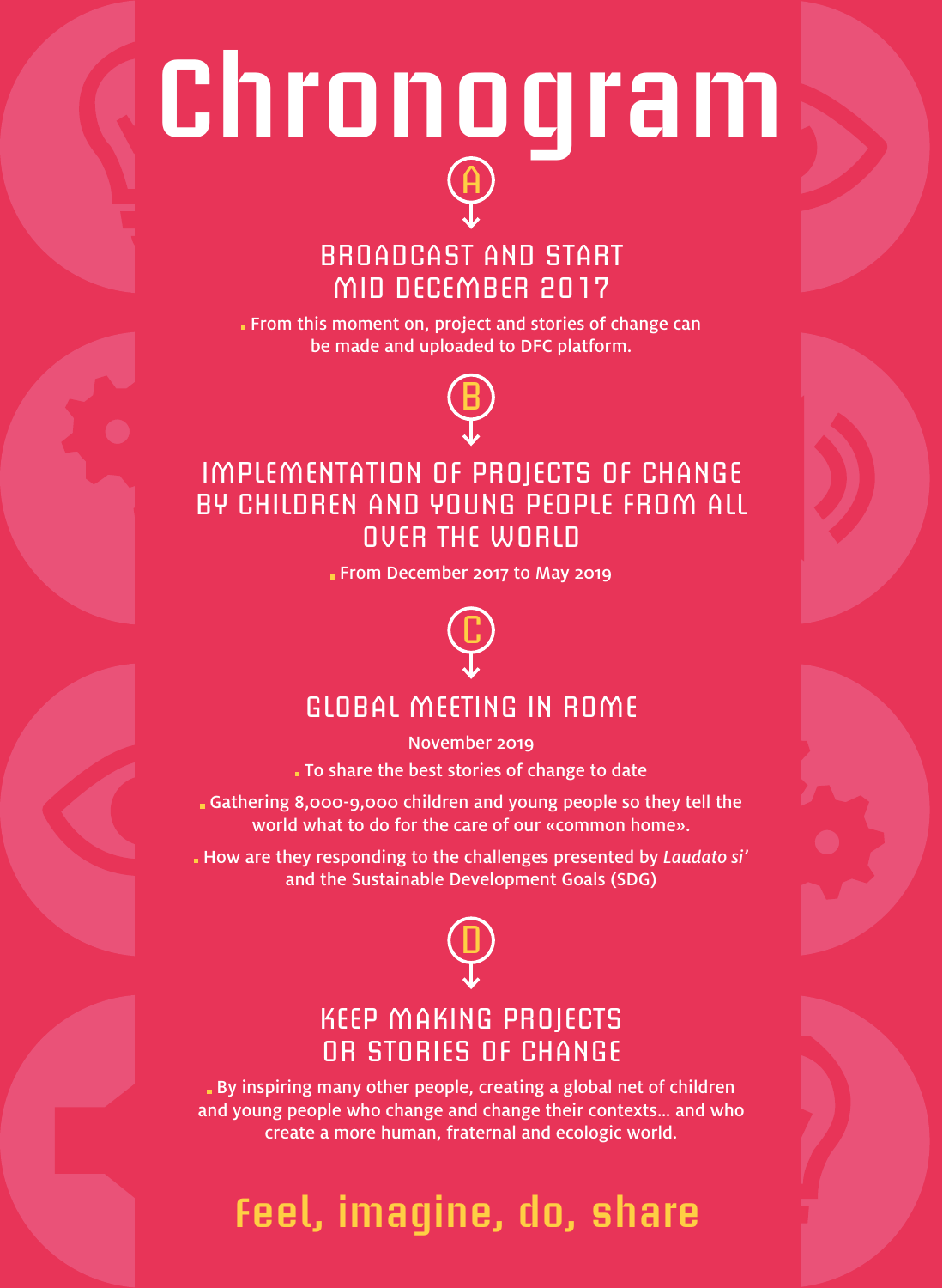# Chronogram

A

## BROADCAST AND START MID DECEMBER 2017

- From this moment on, project and stories of change can be made and uploaded to DFC platform.

B

## IMPLEMENTATION OF PROJECTS OF CHANGE BY CHILDREN AND YOUNG PEOPLE FROM ALL OVER THE WORLD

- From December 2017 to May 2019

C

## GLOBAL MEETING IN ROME

November 2019

- To share the best stories of change to date
- Gathering 8,000-9,000 children and young people so they tell the world what to do for the care of our «common home».
- How are they responding to the challenges presented by *Laudato si'* and the Sustainable Development Goals (SDG)

D

## KEEP MAKING PROJECTS OR STORIES OF CHANGE

- By inspiring many other people, creating a global net of children and young people who change and change their contexts... and who create a more human, fraternal and ecologic world.

**feel, imagine, do, share**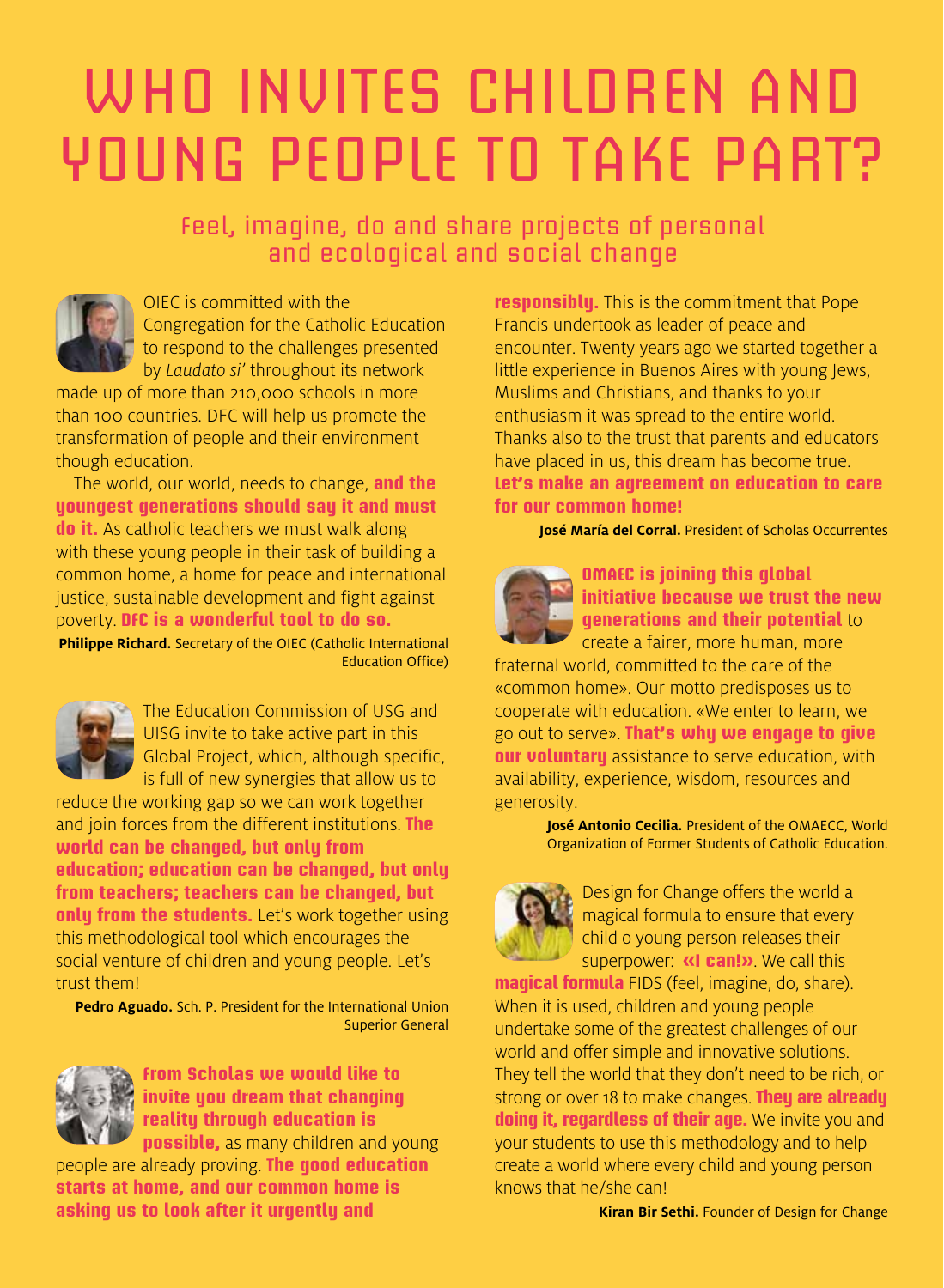# WHO INVITES CHILDREN AND YOUNG PEOPLE TO TAKE PART?

## Feel, imagine, do and share projects of personal and ecological and social change

OIEC is committed with the Congregation for the Catholic Education to respond to the challenges presented by *Laudato si'* throughout its network made up of more than 210,000 schools in more than 100 countries. DFC will help us promote the transformation of people and their environment though education.

The world, our world, needs to change, **and the youngest generations should say it and must do it.** As catholic teachers we must walk along with these young people in their task of building a common home, a home for peace and international justice, sustainable development and fight against poverty. **DFC is a wonderful tool to do so.**

**Philippe Richard.** Secretary of the OIEC (Catholic International Education Office)

The Education Commission of USG and UISG invite to take active part in this Global Project, which, although specific, is full of new synergies that allow us to reduce the working gap so we can work together and join forces from the different institutions. **The world can be changed, but only from education; education can be changed, but only from teachers; teachers can be changed, but only from the students.** Let's work together using this methodological tool which encourages the social venture of children and young people. Let's trust them!

**Pedro Aguado.** Sch. P. President for the International Union Superior General

**From Scholas we would like to invite you dream that changing reality through education is possible,** as many children and young people are already proving. **The good education starts at home, and our common home is asking us to look after it urgently and responsibly.** This is the commitment that Pope Francis undertook as leader of peace and encounter. Twenty years ago we started together a little experience in Buenos Aires with young Jews, Muslims and Christians, and thanks to your enthusiasm it was spread to the entire world. Thanks also to the trust that parents and educators have placed in us, this dream has become true. **Let's make an agreement on education to care for our common home!**

**José María del Corral.** President of Scholas Occurrentes

**OMAEC is joining this global initiative because we trust the new generations and their potential** to create a fairer, more human, more fraternal world, committed to the care of the «common home». Our motto predisposes us to cooperate with education. «We enter to learn, we go out to serve». **That's why we engage to give our voluntary** assistance to serve education, with availability, experience, wisdom, resources and generosity.

**José Antonio Cecilia.** President of the OMAECC, World Organization of Former Students of Catholic Education.

Design for Change offers the world a magical formula to ensure that every child o young person releases their superpower: **«I can!»**. We call this **magical formula** FIDS (feel, imagine, do, share). When it is used, children and young people undertake some of the greatest challenges of our world and offer simple and innovative solutions. They tell the world that they don't need to be rich, or strong or over 18 to make changes. **They are already doing it, regardless of their age.** We invite you and your students to use this methodology and to help create a world where every child and young person knows that he/she can!

**Kiran Bir Sethi.** Founder of Design for Change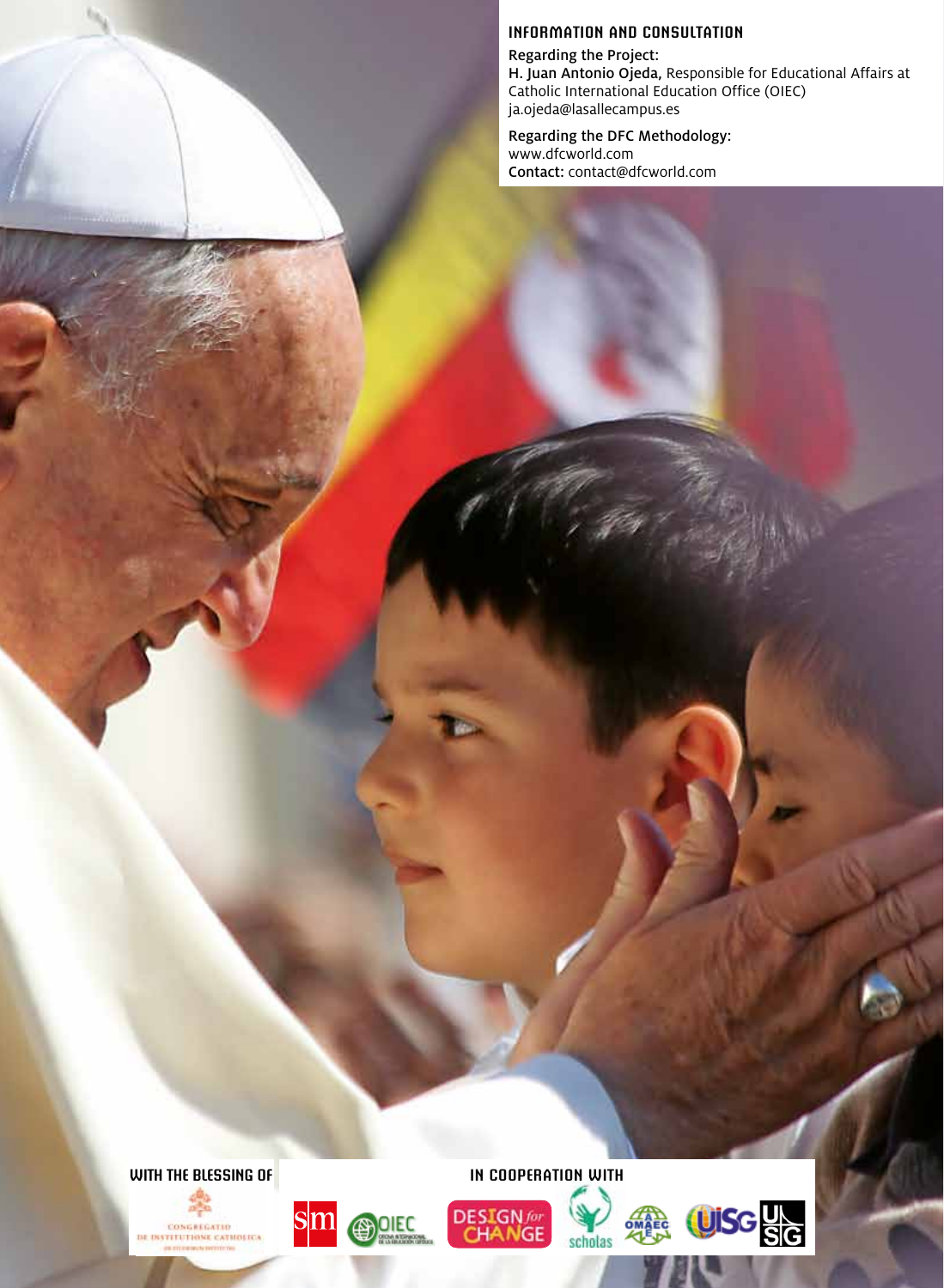## INFORMATION AND CONSULTATION

**Regarding the Project:**
**H. Juan Antonio Ojeda,** Responsible for Educational Affairs at Catholic International Education Office (OIEC)
ja.ojeda@lasallecampus.es

**Regarding the DFC Methodology:**
www.dfcworld.com
**Contact:** contact@dfcworld.com

**WITH THE BLESSING OF**

CONGREGATIO DE INSTITUTIONE CATHOLICA

**IN COOPERATION WITH**

sm OIEC DESIGN for CHANGE scholas OMAEC UISG USG